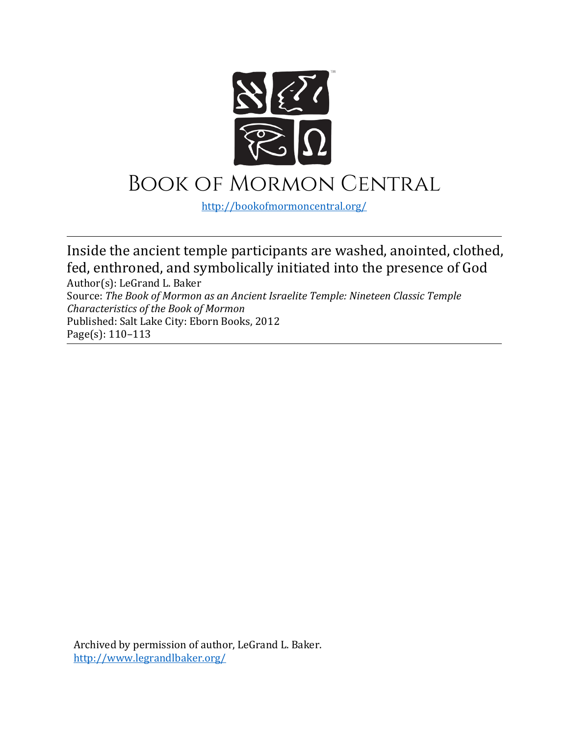# Book of Mormon Central

http://bookofmormoncentral.org/

---

Inside the ancient temple participants are washed, anointed, clothed, fed, enthroned, and symbolically initiated into the presence of God

Author(s): LeGrand L. Baker
Source: *The Book of Mormon as an Ancient Israelite Temple: Nineteen Classic Temple Characteristics of the Book of Mormon*
Published: Salt Lake City: Eborn Books, 2012
Page(s): 110–113

---

Archived by permission of author, LeGrand L. Baker.
http://www.legrandlbaker.org/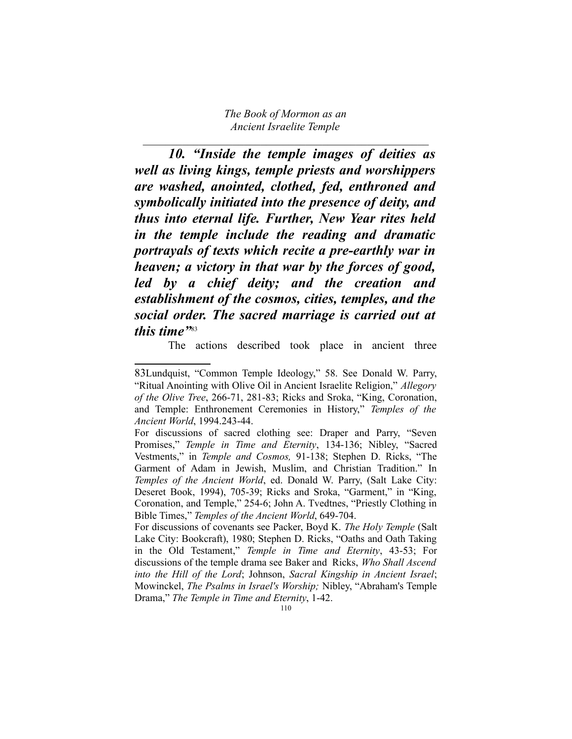***10. "Inside the temple images of deities as well as living kings, temple priests and worshippers are washed, anointed, clothed, fed, enthroned and symbolically initiated into the presence of deity, and thus into eternal life. Further, New Year rites held in the temple include the reading and dramatic portrayals of texts which recite a pre-earthly war in heaven; a victory in that war by the forces of good, led by a chief deity; and the creation and establishment of the cosmos, cities, temples, and the social order. The sacred marriage is carried out at this time"***[83]

The actions described took place in ancient three

---

83Lundquist, "Common Temple Ideology," 58. See Donald W. Parry, "Ritual Anointing with Olive Oil in Ancient Israelite Religion," *Allegory of the Olive Tree*, 266-71, 281-83; Ricks and Sroka, "King, Coronation, and Temple: Enthronement Ceremonies in History," *Temples of the Ancient World*, 1994.243-44.

For discussions of sacred clothing see: Draper and Parry, "Seven Promises," *Temple in Time and Eternity*, 134-136; Nibley, "Sacred Vestments," in *Temple and Cosmos,* 91-138; Stephen D. Ricks, "The Garment of Adam in Jewish, Muslim, and Christian Tradition." In *Temples of the Ancient World*, ed. Donald W. Parry, (Salt Lake City: Deseret Book, 1994), 705-39; Ricks and Sroka, "Garment," in "King, Coronation, and Temple," 254-6; John A. Tvedtnes, "Priestly Clothing in Bible Times," *Temples of the Ancient World*, 649-704.

For discussions of covenants see Packer, Boyd K. *The Holy Temple* (Salt Lake City: Bookcraft), 1980; Stephen D. Ricks, "Oaths and Oath Taking in the Old Testament," *Temple in Time and Eternity*, 43-53; For discussions of the temple drama see Baker and Ricks, *Who Shall Ascend into the Hill of the Lord*; Johnson, *Sacral Kingship in Ancient Israel*; Mowinckel, *The Psalms in Israel's Worship;* Nibley, "Abraham's Temple Drama," *The Temple in Time and Eternity*, 1-42.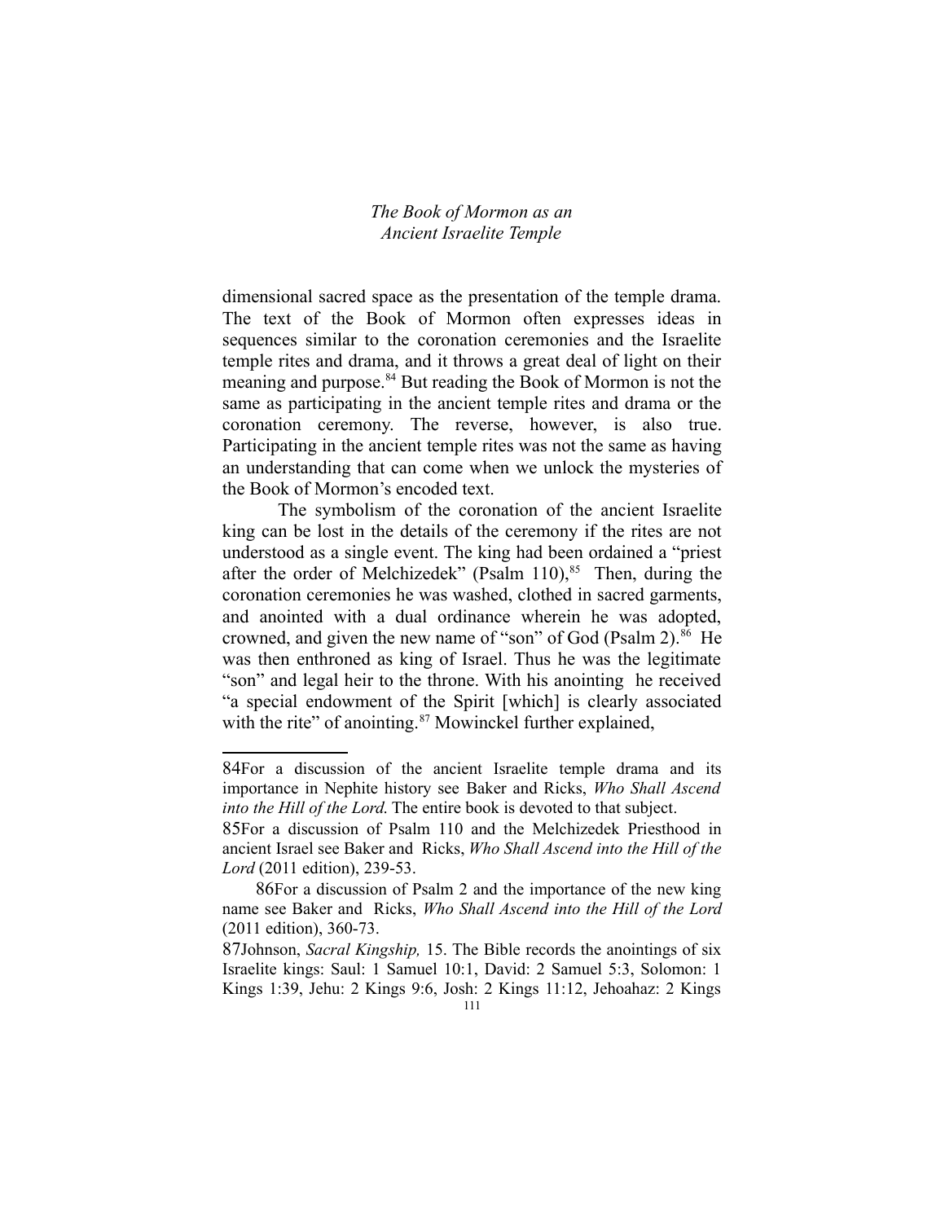dimensional sacred space as the presentation of the temple drama. The text of the Book of Mormon often expresses ideas in sequences similar to the coronation ceremonies and the Israelite temple rites and drama, and it throws a great deal of light on their meaning and purpose.[84] But reading the Book of Mormon is not the same as participating in the ancient temple rites and drama or the coronation ceremony. The reverse, however, is also true. Participating in the ancient temple rites was not the same as having an understanding that can come when we unlock the mysteries of the Book of Mormon's encoded text.

The symbolism of the coronation of the ancient Israelite king can be lost in the details of the ceremony if the rites are not understood as a single event. The king had been ordained a "priest after the order of Melchizedek" (Psalm 110),[85] Then, during the coronation ceremonies he was washed, clothed in sacred garments, and anointed with a dual ordinance wherein he was adopted, crowned, and given the new name of "son" of God (Psalm 2).[86] He was then enthroned as king of Israel. Thus he was the legitimate "son" and legal heir to the throne. With his anointing he received "a special endowment of the Spirit [which] is clearly associated with the rite" of anointing.[87] Mowinckel further explained,

---

84For a discussion of the ancient Israelite temple drama and its importance in Nephite history see Baker and Ricks, *Who Shall Ascend into the Hill of the Lord.* The entire book is devoted to that subject.

85For a discussion of Psalm 110 and the Melchizedek Priesthood in ancient Israel see Baker and Ricks, *Who Shall Ascend into the Hill of the Lord* (2011 edition), 239-53.

86For a discussion of Psalm 2 and the importance of the new king name see Baker and Ricks, *Who Shall Ascend into the Hill of the Lord* (2011 edition), 360-73.

87Johnson, *Sacral Kingship,* 15. The Bible records the anointings of six Israelite kings: Saul: 1 Samuel 10:1, David: 2 Samuel 5:3, Solomon: 1 Kings 1:39, Jehu: 2 Kings 9:6, Josh: 2 Kings 11:12, Jehoahaz: 2 Kings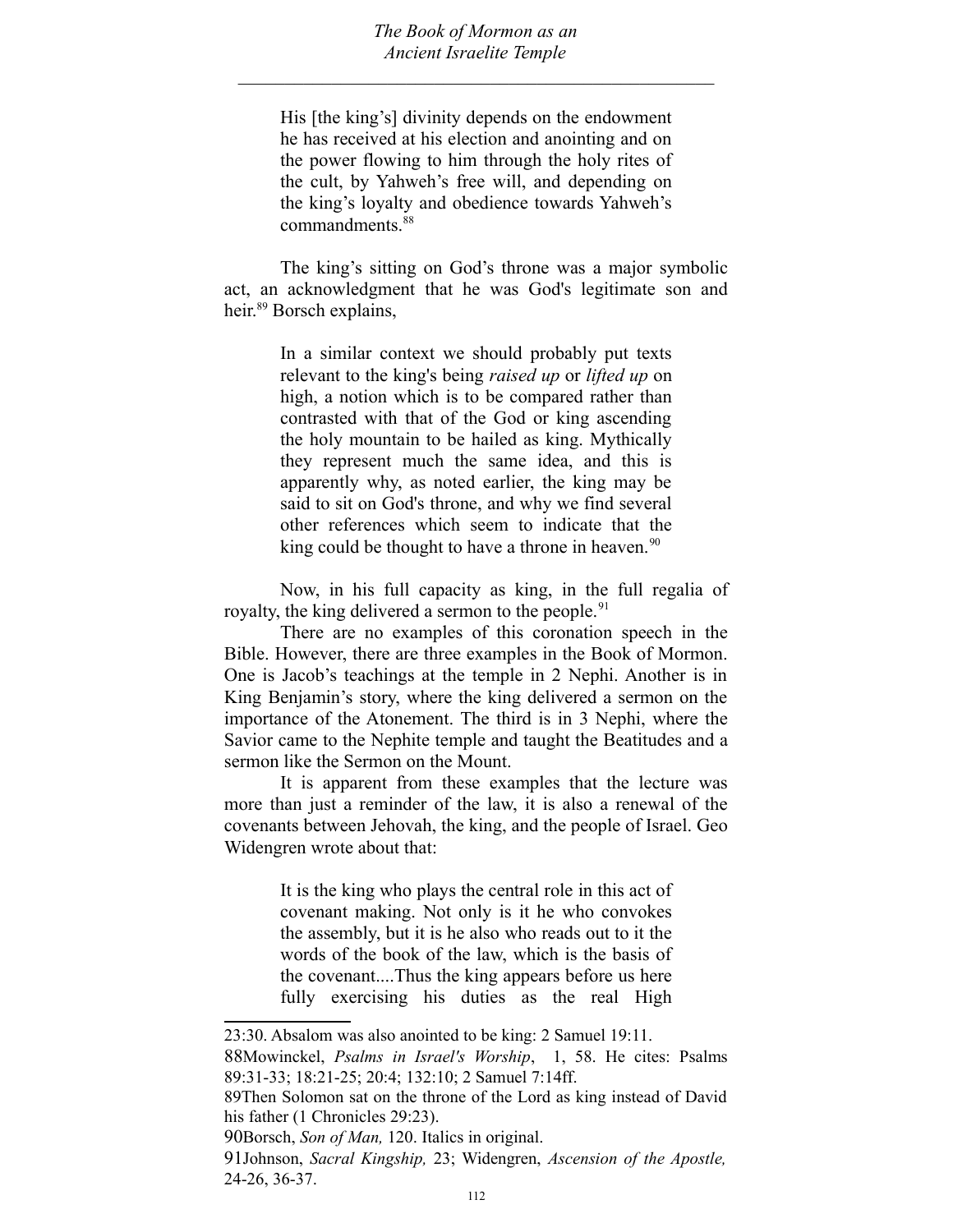> His [the king's] divinity depends on the endowment he has received at his election and anointing and on the power flowing to him through the holy rites of the cult, by Yahweh's free will, and depending on the king's loyalty and obedience towards Yahweh's commandments.[88]

The king's sitting on God's throne was a major symbolic act, an acknowledgment that he was God's legitimate son and heir.[89] Borsch explains,

> In a similar context we should probably put texts relevant to the king's being *raised up* or *lifted up* on high, a notion which is to be compared rather than contrasted with that of the God or king ascending the holy mountain to be hailed as king. Mythically they represent much the same idea, and this is apparently why, as noted earlier, the king may be said to sit on God's throne, and why we find several other references which seem to indicate that the king could be thought to have a throne in heaven.[90]

Now, in his full capacity as king, in the full regalia of royalty, the king delivered a sermon to the people.[91]

There are no examples of this coronation speech in the Bible. However, there are three examples in the Book of Mormon. One is Jacob's teachings at the temple in 2 Nephi. Another is in King Benjamin's story, where the king delivered a sermon on the importance of the Atonement. The third is in 3 Nephi, where the Savior came to the Nephite temple and taught the Beatitudes and a sermon like the Sermon on the Mount.

It is apparent from these examples that the lecture was more than just a reminder of the law, it is also a renewal of the covenants between Jehovah, the king, and the people of Israel. Geo Widengren wrote about that:

> It is the king who plays the central role in this act of covenant making. Not only is it he who convokes the assembly, but it is he also who reads out to it the words of the book of the law, which is the basis of the covenant....Thus the king appears before us here fully exercising his duties as the real High

---

23:30. Absalom was also anointed to be king: 2 Samuel 19:11.

88 Mowinckel, *Psalms in Israel's Worship*, 1, 58. He cites: Psalms 89:31-33; 18:21-25; 20:4; 132:10; 2 Samuel 7:14ff.

89 Then Solomon sat on the throne of the Lord as king instead of David his father (1 Chronicles 29:23).

90 Borsch, *Son of Man,* 120. Italics in original.

91 Johnson, *Sacral Kingship,* 23; Widengren, *Ascension of the Apostle,* 24-26, 36-37.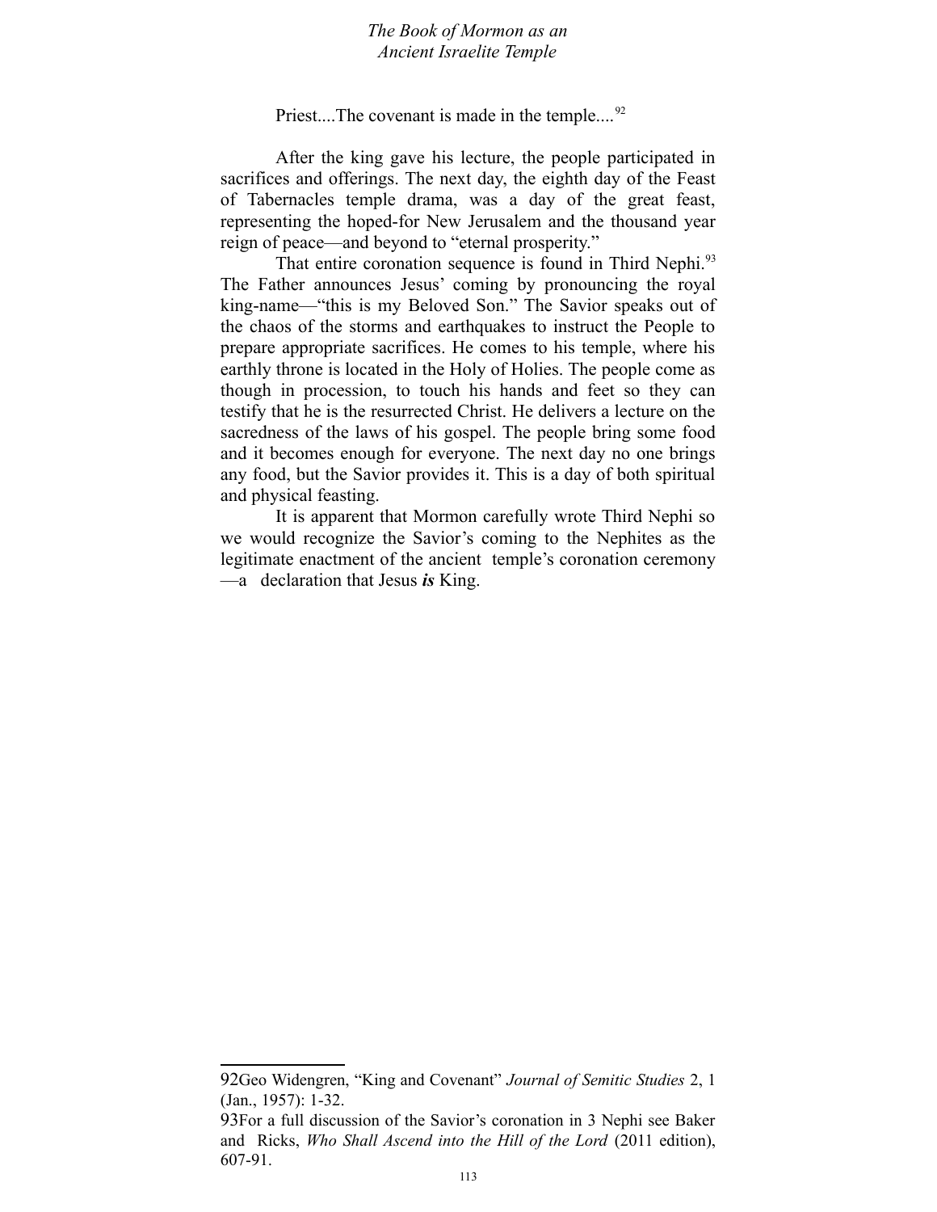Priest....The covenant is made in the temple....[92]

After the king gave his lecture, the people participated in sacrifices and offerings. The next day, the eighth day of the Feast of Tabernacles temple drama, was a day of the great feast, representing the hoped-for New Jerusalem and the thousand year reign of peace—and beyond to "eternal prosperity."

That entire coronation sequence is found in Third Nephi.[93] The Father announces Jesus' coming by pronouncing the royal king-name—"this is my Beloved Son." The Savior speaks out of the chaos of the storms and earthquakes to instruct the People to prepare appropriate sacrifices. He comes to his temple, where his earthly throne is located in the Holy of Holies. The people come as though in procession, to touch his hands and feet so they can testify that he is the resurrected Christ. He delivers a lecture on the sacredness of the laws of his gospel. The people bring some food and it becomes enough for everyone. The next day no one brings any food, but the Savior provides it. This is a day of both spiritual and physical feasting.

It is apparent that Mormon carefully wrote Third Nephi so we would recognize the Savior's coming to the Nephites as the legitimate enactment of the ancient temple's coronation ceremony—a declaration that Jesus ***is*** King.

---

92Geo Widengren, "King and Covenant" *Journal of Semitic Studies* 2, 1 (Jan., 1957): 1-32.

93For a full discussion of the Savior's coronation in 3 Nephi see Baker and Ricks, *Who Shall Ascend into the Hill of the Lord* (2011 edition), 607-91.